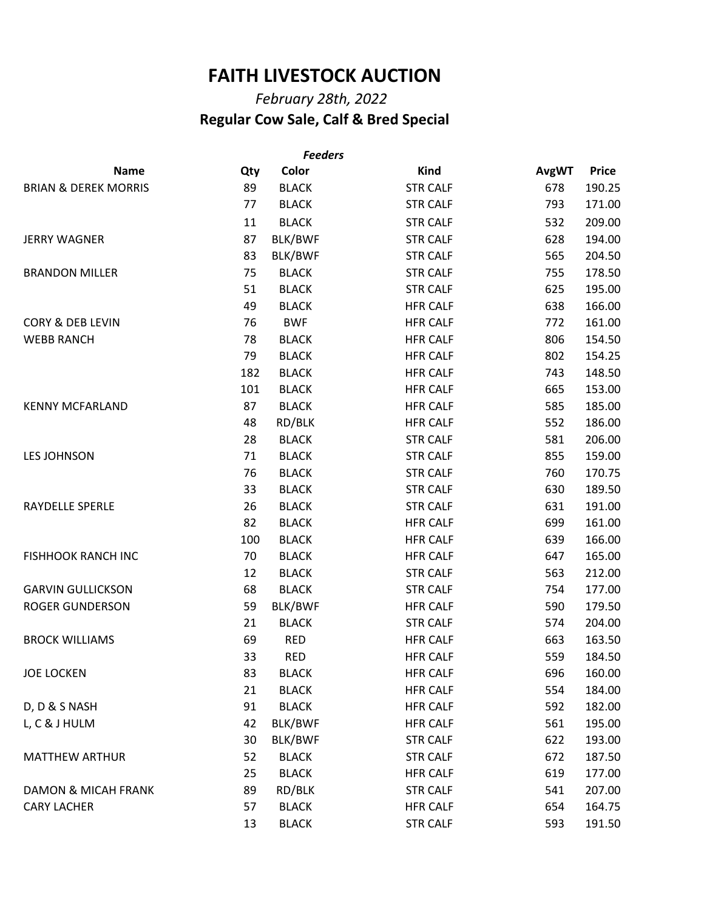# FAITH LIVESTOCK AUCTION

*February 28th, 2022*

**Regular Cow Sale, Calf & Bred Special**

*Feeders*

| Name | Qty | Color | Kind | AvgWT | Price |
|---|---|---|---|---|---|
| BRIAN & DEREK MORRIS | 89 | BLACK | STR CALF | 678 | 190.25 |
| | 77 | BLACK | STR CALF | 793 | 171.00 |
| | 11 | BLACK | STR CALF | 532 | 209.00 |
| JERRY WAGNER | 87 | BLK/BWF | STR CALF | 628 | 194.00 |
| | 83 | BLK/BWF | STR CALF | 565 | 204.50 |
| BRANDON MILLER | 75 | BLACK | STR CALF | 755 | 178.50 |
| | 51 | BLACK | STR CALF | 625 | 195.00 |
| | 49 | BLACK | HFR CALF | 638 | 166.00 |
| CORY & DEB LEVIN | 76 | BWF | HFR CALF | 772 | 161.00 |
| WEBB RANCH | 78 | BLACK | HFR CALF | 806 | 154.50 |
| | 79 | BLACK | HFR CALF | 802 | 154.25 |
| | 182 | BLACK | HFR CALF | 743 | 148.50 |
| | 101 | BLACK | HFR CALF | 665 | 153.00 |
| KENNY MCFARLAND | 87 | BLACK | HFR CALF | 585 | 185.00 |
| | 48 | RD/BLK | HFR CALF | 552 | 186.00 |
| | 28 | BLACK | STR CALF | 581 | 206.00 |
| LES JOHNSON | 71 | BLACK | STR CALF | 855 | 159.00 |
| | 76 | BLACK | STR CALF | 760 | 170.75 |
| | 33 | BLACK | STR CALF | 630 | 189.50 |
| RAYDELLE SPERLE | 26 | BLACK | STR CALF | 631 | 191.00 |
| | 82 | BLACK | HFR CALF | 699 | 161.00 |
| | 100 | BLACK | HFR CALF | 639 | 166.00 |
| FISHHOOK RANCH INC | 70 | BLACK | HFR CALF | 647 | 165.00 |
| | 12 | BLACK | STR CALF | 563 | 212.00 |
| GARVIN GULLICKSON | 68 | BLACK | STR CALF | 754 | 177.00 |
| ROGER GUNDERSON | 59 | BLK/BWF | HFR CALF | 590 | 179.50 |
| | 21 | BLACK | STR CALF | 574 | 204.00 |
| BROCK WILLIAMS | 69 | RED | HFR CALF | 663 | 163.50 |
| | 33 | RED | HFR CALF | 559 | 184.50 |
| JOE LOCKEN | 83 | BLACK | HFR CALF | 696 | 160.00 |
| | 21 | BLACK | HFR CALF | 554 | 184.00 |
| D, D & S NASH | 91 | BLACK | HFR CALF | 592 | 182.00 |
| L, C & J HULM | 42 | BLK/BWF | HFR CALF | 561 | 195.00 |
| | 30 | BLK/BWF | STR CALF | 622 | 193.00 |
| MATTHEW ARTHUR | 52 | BLACK | STR CALF | 672 | 187.50 |
| | 25 | BLACK | HFR CALF | 619 | 177.00 |
| DAMON & MICAH FRANK | 89 | RD/BLK | STR CALF | 541 | 207.00 |
| CARY LACHER | 57 | BLACK | HFR CALF | 654 | 164.75 |
| | 13 | BLACK | STR CALF | 593 | 191.50 |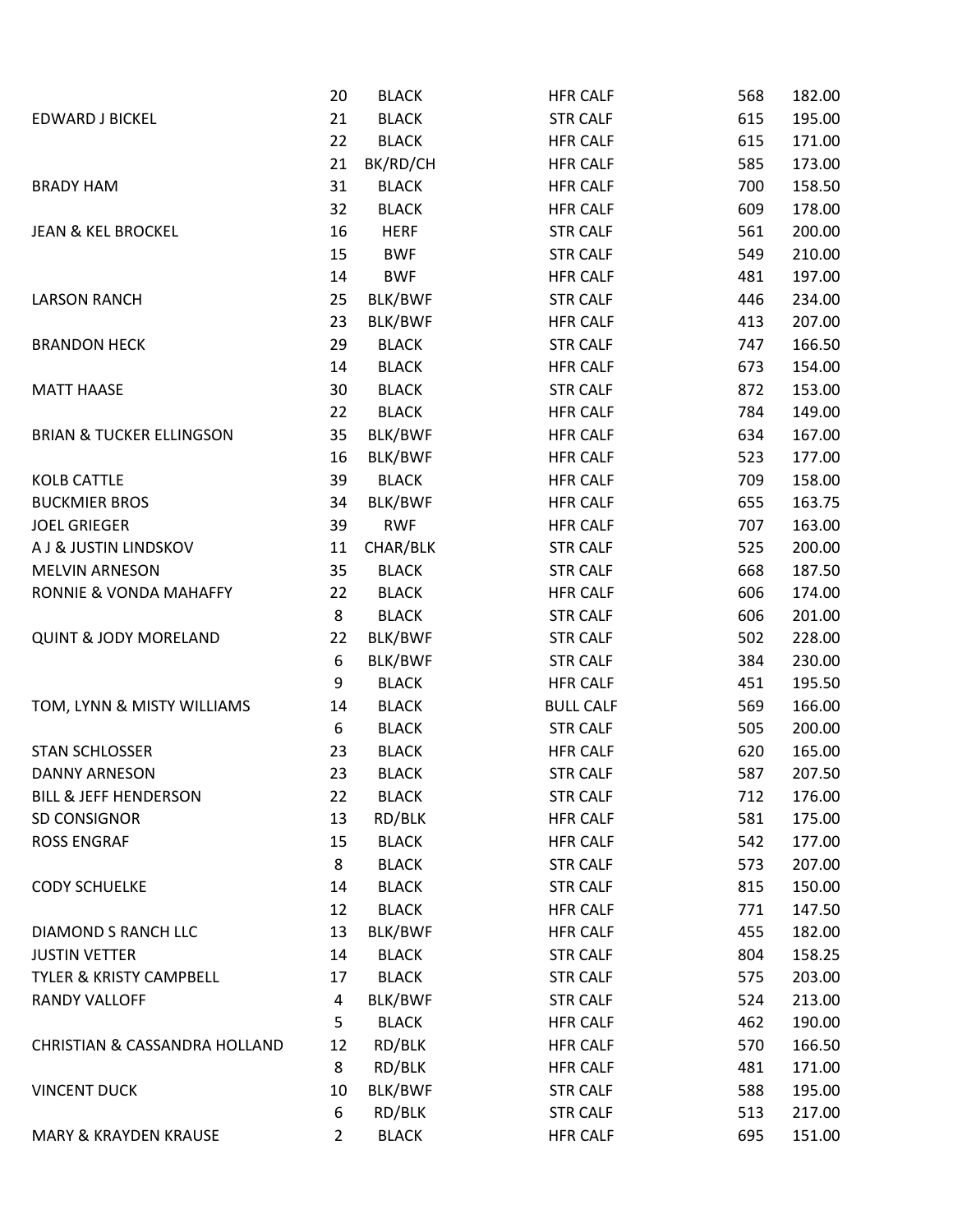| | | | | | |
|---|---|---|---|---|---|
| | 20 | BLACK | HFR CALF | 568 | 182.00 |
| EDWARD J BICKEL | 21 | BLACK | STR CALF | 615 | 195.00 |
| | 22 | BLACK | HFR CALF | 615 | 171.00 |
| | 21 | BK/RD/CH | HFR CALF | 585 | 173.00 |
| BRADY HAM | 31 | BLACK | HFR CALF | 700 | 158.50 |
| | 32 | BLACK | HFR CALF | 609 | 178.00 |
| JEAN & KEL BROCKEL | 16 | HERF | STR CALF | 561 | 200.00 |
| | 15 | BWF | STR CALF | 549 | 210.00 |
| | 14 | BWF | HFR CALF | 481 | 197.00 |
| LARSON RANCH | 25 | BLK/BWF | STR CALF | 446 | 234.00 |
| | 23 | BLK/BWF | HFR CALF | 413 | 207.00 |
| BRANDON HECK | 29 | BLACK | STR CALF | 747 | 166.50 |
| | 14 | BLACK | HFR CALF | 673 | 154.00 |
| MATT HAASE | 30 | BLACK | STR CALF | 872 | 153.00 |
| | 22 | BLACK | HFR CALF | 784 | 149.00 |
| BRIAN & TUCKER ELLINGSON | 35 | BLK/BWF | HFR CALF | 634 | 167.00 |
| | 16 | BLK/BWF | HFR CALF | 523 | 177.00 |
| KOLB CATTLE | 39 | BLACK | HFR CALF | 709 | 158.00 |
| BUCKMIER BROS | 34 | BLK/BWF | HFR CALF | 655 | 163.75 |
| JOEL GRIEGER | 39 | RWF | HFR CALF | 707 | 163.00 |
| A J & JUSTIN LINDSKOV | 11 | CHAR/BLK | STR CALF | 525 | 200.00 |
| MELVIN ARNESON | 35 | BLACK | STR CALF | 668 | 187.50 |
| RONNIE & VONDA MAHAFFY | 22 | BLACK | HFR CALF | 606 | 174.00 |
| | 8 | BLACK | STR CALF | 606 | 201.00 |
| QUINT & JODY MORELAND | 22 | BLK/BWF | STR CALF | 502 | 228.00 |
| | 6 | BLK/BWF | STR CALF | 384 | 230.00 |
| | 9 | BLACK | HFR CALF | 451 | 195.50 |
| TOM, LYNN & MISTY WILLIAMS | 14 | BLACK | BULL CALF | 569 | 166.00 |
| | 6 | BLACK | STR CALF | 505 | 200.00 |
| STAN SCHLOSSER | 23 | BLACK | HFR CALF | 620 | 165.00 |
| DANNY ARNESON | 23 | BLACK | STR CALF | 587 | 207.50 |
| BILL & JEFF HENDERSON | 22 | BLACK | STR CALF | 712 | 176.00 |
| SD CONSIGNOR | 13 | RD/BLK | HFR CALF | 581 | 175.00 |
| ROSS ENGRAF | 15 | BLACK | HFR CALF | 542 | 177.00 |
| | 8 | BLACK | STR CALF | 573 | 207.00 |
| CODY SCHUELKE | 14 | BLACK | STR CALF | 815 | 150.00 |
| | 12 | BLACK | HFR CALF | 771 | 147.50 |
| DIAMOND S RANCH LLC | 13 | BLK/BWF | HFR CALF | 455 | 182.00 |
| JUSTIN VETTER | 14 | BLACK | STR CALF | 804 | 158.25 |
| TYLER & KRISTY CAMPBELL | 17 | BLACK | STR CALF | 575 | 203.00 |
| RANDY VALLOFF | 4 | BLK/BWF | STR CALF | 524 | 213.00 |
| | 5 | BLACK | HFR CALF | 462 | 190.00 |
| CHRISTIAN & CASSANDRA HOLLAND | 12 | RD/BLK | HFR CALF | 570 | 166.50 |
| | 8 | RD/BLK | HFR CALF | 481 | 171.00 |
| VINCENT DUCK | 10 | BLK/BWF | STR CALF | 588 | 195.00 |
| | 6 | RD/BLK | STR CALF | 513 | 217.00 |
| MARY & KRAYDEN KRAUSE | 2 | BLACK | HFR CALF | 695 | 151.00 |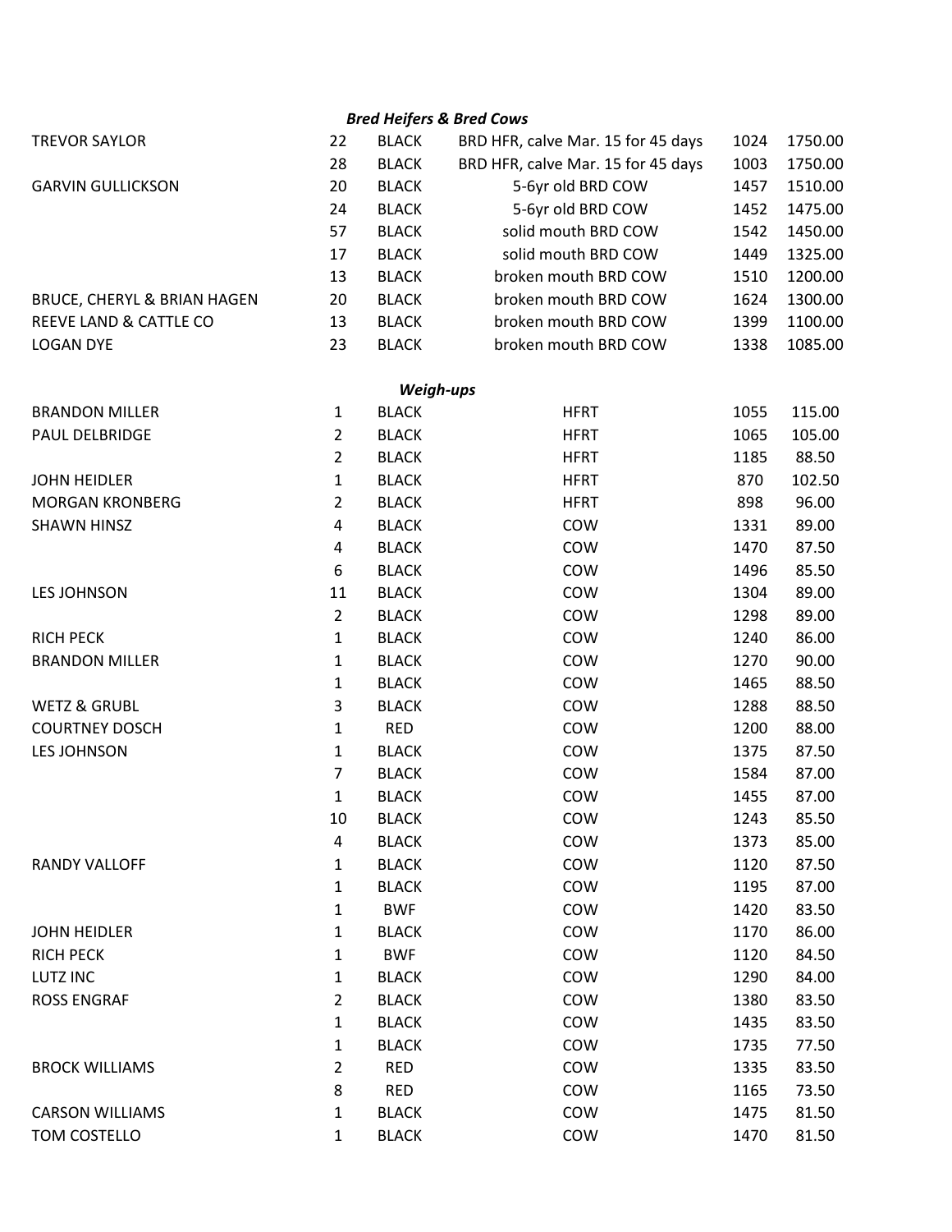### *Bred Heifers & Bred Cows*

| | | | | | |
|---|---|---|---|---|---|
| TREVOR SAYLOR | 22 | BLACK | BRD HFR, calve Mar. 15 for 45 days | 1024 | 1750.00 |
| | 28 | BLACK | BRD HFR, calve Mar. 15 for 45 days | 1003 | 1750.00 |
| GARVIN GULLICKSON | 20 | BLACK | 5-6yr old BRD COW | 1457 | 1510.00 |
| | 24 | BLACK | 5-6yr old BRD COW | 1452 | 1475.00 |
| | 57 | BLACK | solid mouth BRD COW | 1542 | 1450.00 |
| | 17 | BLACK | solid mouth BRD COW | 1449 | 1325.00 |
| | 13 | BLACK | broken mouth BRD COW | 1510 | 1200.00 |
| BRUCE, CHERYL & BRIAN HAGEN | 20 | BLACK | broken mouth BRD COW | 1624 | 1300.00 |
| REEVE LAND & CATTLE CO | 13 | BLACK | broken mouth BRD COW | 1399 | 1100.00 |
| LOGAN DYE | 23 | BLACK | broken mouth BRD COW | 1338 | 1085.00 |

### *Weigh-ups*

| | | | | | |
|---|---|---|---|---|---|
| BRANDON MILLER | 1 | BLACK | HFRT | 1055 | 115.00 |
| PAUL DELBRIDGE | 2 | BLACK | HFRT | 1065 | 105.00 |
| | 2 | BLACK | HFRT | 1185 | 88.50 |
| JOHN HEIDLER | 1 | BLACK | HFRT | 870 | 102.50 |
| MORGAN KRONBERG | 2 | BLACK | HFRT | 898 | 96.00 |
| SHAWN HINSZ | 4 | BLACK | COW | 1331 | 89.00 |
| | 4 | BLACK | COW | 1470 | 87.50 |
| | 6 | BLACK | COW | 1496 | 85.50 |
| LES JOHNSON | 11 | BLACK | COW | 1304 | 89.00 |
| | 2 | BLACK | COW | 1298 | 89.00 |
| RICH PECK | 1 | BLACK | COW | 1240 | 86.00 |
| BRANDON MILLER | 1 | BLACK | COW | 1270 | 90.00 |
| | 1 | BLACK | COW | 1465 | 88.50 |
| WETZ & GRUBL | 3 | BLACK | COW | 1288 | 88.50 |
| COURTNEY DOSCH | 1 | RED | COW | 1200 | 88.00 |
| LES JOHNSON | 1 | BLACK | COW | 1375 | 87.50 |
| | 7 | BLACK | COW | 1584 | 87.00 |
| | 1 | BLACK | COW | 1455 | 87.00 |
| | 10 | BLACK | COW | 1243 | 85.50 |
| | 4 | BLACK | COW | 1373 | 85.00 |
| RANDY VALLOFF | 1 | BLACK | COW | 1120 | 87.50 |
| | 1 | BLACK | COW | 1195 | 87.00 |
| | 1 | BWF | COW | 1420 | 83.50 |
| JOHN HEIDLER | 1 | BLACK | COW | 1170 | 86.00 |
| RICH PECK | 1 | BWF | COW | 1120 | 84.50 |
| LUTZ INC | 1 | BLACK | COW | 1290 | 84.00 |
| ROSS ENGRAF | 2 | BLACK | COW | 1380 | 83.50 |
| | 1 | BLACK | COW | 1435 | 83.50 |
| | 1 | BLACK | COW | 1735 | 77.50 |
| BROCK WILLIAMS | 2 | RED | COW | 1335 | 83.50 |
| | 8 | RED | COW | 1165 | 73.50 |
| CARSON WILLIAMS | 1 | BLACK | COW | 1475 | 81.50 |
| TOM COSTELLO | 1 | BLACK | COW | 1470 | 81.50 |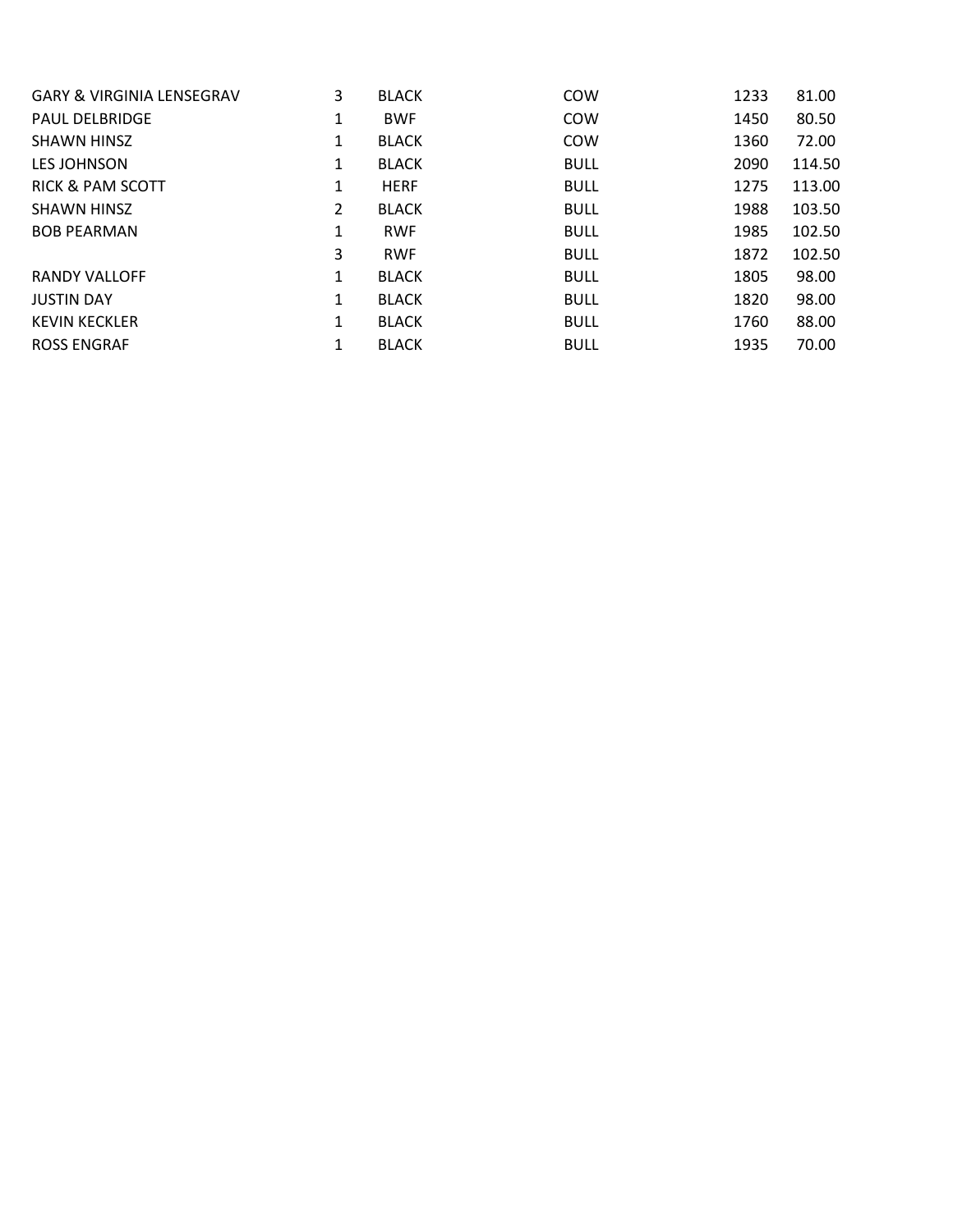| | | | | | |
|---|---|---|---|---|---|
| GARY & VIRGINIA LENSEGRAV | 3 | BLACK | COW | 1233 | 81.00 |
| PAUL DELBRIDGE | 1 | BWF | COW | 1450 | 80.50 |
| SHAWN HINSZ | 1 | BLACK | COW | 1360 | 72.00 |
| LES JOHNSON | 1 | BLACK | BULL | 2090 | 114.50 |
| RICK & PAM SCOTT | 1 | HERF | BULL | 1275 | 113.00 |
| SHAWN HINSZ | 2 | BLACK | BULL | 1988 | 103.50 |
| BOB PEARMAN | 1 | RWF | BULL | 1985 | 102.50 |
| | 3 | RWF | BULL | 1872 | 102.50 |
| RANDY VALLOFF | 1 | BLACK | BULL | 1805 | 98.00 |
| JUSTIN DAY | 1 | BLACK | BULL | 1820 | 98.00 |
| KEVIN KECKLER | 1 | BLACK | BULL | 1760 | 88.00 |
| ROSS ENGRAF | 1 | BLACK | BULL | 1935 | 70.00 |